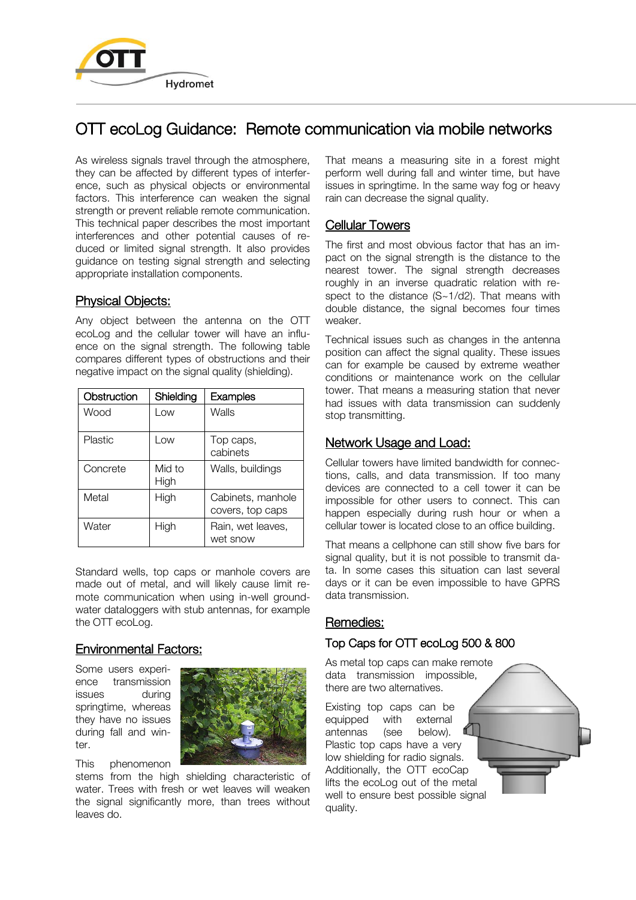# OTT ecoLog Guidance: Remote communication via mobile networks

As wireless signals travel through the atmosphere, they can be affected by different types of interference, such as physical objects or environmental factors. This interference can weaken the signal strength or prevent reliable remote communication. This technical paper describes the most important interferences and other potential causes of reduced or limited signal strength. It also provides guidance on testing signal strength and selecting appropriate installation components.

## Physical Objects:

Any object between the antenna on the OTT ecoLog and the cellular tower will have an influence on the signal strength. The following table compares different types of obstructions and their negative impact on the signal quality (shielding).

| Obstruction | Shielding | Examples |
|---|---|---|
| Wood | Low | Walls |
| Plastic | Low | Top caps, cabinets |
| Concrete | Mid to High | Walls, buildings |
| Metal | High | Cabinets, manhole covers, top caps |
| Water | High | Rain, wet leaves, wet snow |

Standard wells, top caps or manhole covers are made out of metal, and will likely cause limit remote communication when using in-well groundwater dataloggers with stub antennas, for example the OTT ecoLog.

## Environmental Factors:

Some users experience transmission issues during springtime, whereas they have no issues during fall and winter.

This phenomenon stems from the high shielding characteristic of water. Trees with fresh or wet leaves will weaken the signal significantly more, than trees without leaves do.

That means a measuring site in a forest might perform well during fall and winter time, but have issues in springtime. In the same way fog or heavy rain can decrease the signal quality.

## Cellular Towers

The first and most obvious factor that has an impact on the signal strength is the distance to the nearest tower. The signal strength decreases roughly in an inverse quadratic relation with respect to the distance ($S \sim 1/d^2$). That means with double distance, the signal becomes four times weaker.

Technical issues such as changes in the antenna position can affect the signal quality. These issues can for example be caused by extreme weather conditions or maintenance work on the cellular tower. That means a measuring station that never had issues with data transmission can suddenly stop transmitting.

## Network Usage and Load:

Cellular towers have limited bandwidth for connections, calls, and data transmission. If too many devices are connected to a cell tower it can be impossible for other users to connect. This can happen especially during rush hour or when a cellular tower is located close to an office building.

That means a cellphone can still show five bars for signal quality, but it is not possible to transmit data. In some cases this situation can last several days or it can be even impossible to have GPRS data transmission.

## Remedies:

### Top Caps for OTT ecoLog 500 & 800

As metal top caps can make remote data transmission impossible, there are two alternatives.

Existing top caps can be equipped with external antennas (see below). Plastic top caps have a very low shielding for radio signals. Additionally, the OTT ecoCap lifts the ecoLog out of the metal well to ensure best possible signal quality.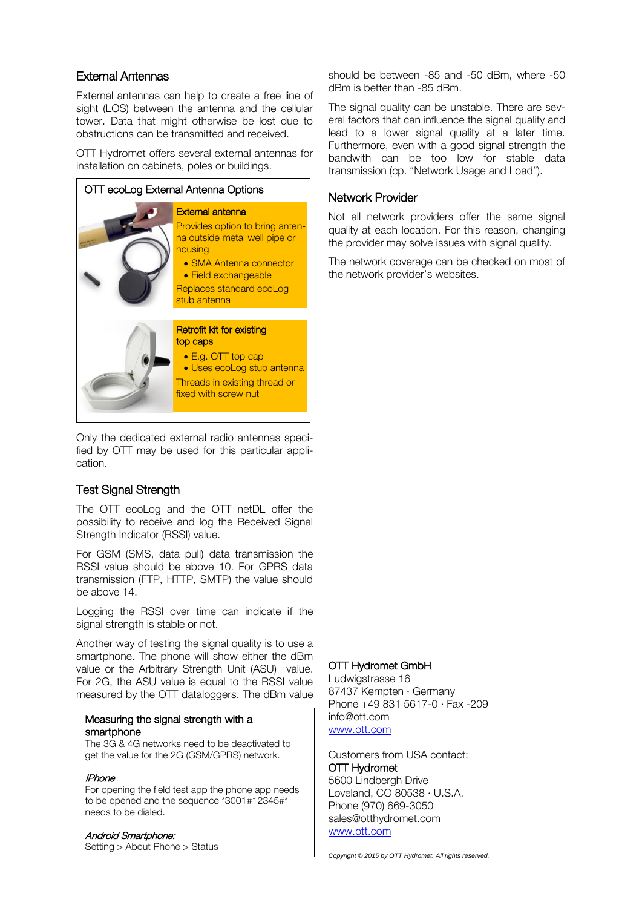## External Antennas

External antennas can help to create a free line of sight (LOS) between the antenna and the cellular tower. Data that might otherwise be lost due to obstructions can be transmitted and received.

OTT Hydromet offers several external antennas for installation on cabinets, poles or buildings.

### OTT ecoLog External Antenna Options

**External antenna**

Provides option to bring antenna outside metal well pipe or housing

- SMA Antenna connector
- Field exchangeable

Replaces standard ecoLog stub antenna

**Retrofit kit for existing top caps**

- E.g. OTT top cap
- Uses ecoLog stub antenna

Threads in existing thread or fixed with screw nut

Only the dedicated external radio antennas specified by OTT may be used for this particular application.

## Test Signal Strength

The OTT ecoLog and the OTT netDL offer the possibility to receive and log the Received Signal Strength Indicator (RSSI) value.

For GSM (SMS, data pull) data transmission the RSSI value should be above 10. For GPRS data transmission (FTP, HTTP, SMTP) the value should be above 14.

Logging the RSSI over time can indicate if the signal strength is stable or not.

Another way of testing the signal quality is to use a smartphone. The phone will show either the dBm value or the Arbitrary Strength Unit (ASU) value. For 2G, the ASU value is equal to the RSSI value measured by the OTT dataloggers. The dBm value should be between -85 and -50 dBm, where -50 dBm is better than -85 dBm.

### Measuring the signal strength with a smartphone

The 3G & 4G networks need to be deactivated to get the value for the 2G (GSM/GPRS) network.

*IPhone*

For opening the field test app the phone app needs to be opened and the sequence *3001#12345#* needs to be dialed.

*Android Smartphone:*

Setting > About Phone > Status

The signal quality can be unstable. There are several factors that can influence the signal quality and lead to a lower signal quality at a later time. Furthermore, even with a good signal strength the bandwith can be too low for stable data transmission (cp. "Network Usage and Load").

## Network Provider

Not all network providers offer the same signal quality at each location. For this reason, changing the provider may solve issues with signal quality.

The network coverage can be checked on most of the network provider's websites.

**OTT Hydromet GmbH**
Ludwigstrasse 16
87437 Kempten · Germany
Phone +49 831 5617-0 · Fax -209
info@ott.com
www.ott.com

Customers from USA contact:
**OTT Hydromet**
5600 Lindbergh Drive
Loveland, CO 80538 · U.S.A.
Phone (970) 669-3050
sales@otthydromet.com
www.ott.com

*Copyright © 2015 by OTT Hydromet. All rights reserved.*